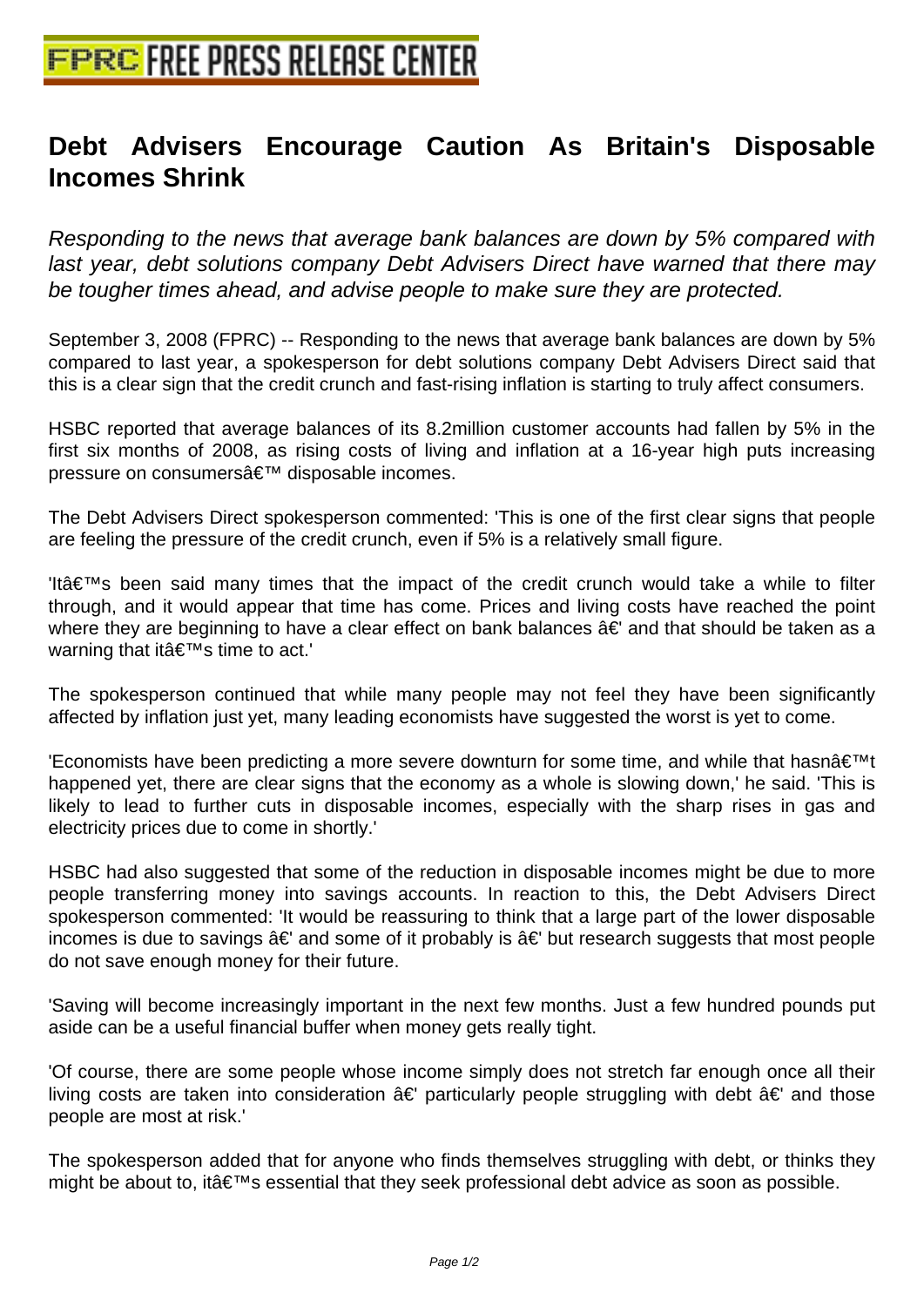# Debt Advisers Encourage Caution As Britain's Disposable Incomes Shrink

*Responding to the news that average bank balances are down by 5% compared with last year, debt solutions company Debt Advisers Direct have warned that there may be tougher times ahead, and advise people to make sure they are protected.*

September 3, 2008 (FPRC) -- Responding to the news that average bank balances are down by 5% compared to last year, a spokesperson for debt solutions company Debt Advisers Direct said that this is a clear sign that the credit crunch and fast-rising inflation is starting to truly affect consumers.

HSBC reported that average balances of its 8.2million customer accounts had fallen by 5% in the first six months of 2008, as rising costs of living and inflation at a 16-year high puts increasing pressure on consumersâ€™ disposable incomes.

The Debt Advisers Direct spokesperson commented: 'This is one of the first clear signs that people are feeling the pressure of the credit crunch, even if 5% is a relatively small figure.

'Itâ€™s been said many times that the impact of the credit crunch would take a while to filter through, and it would appear that time has come. Prices and living costs have reached the point where they are beginning to have a clear effect on bank balances â€' and that should be taken as a warning that itâ€™s time to act.'

The spokesperson continued that while many people may not feel they have been significantly affected by inflation just yet, many leading economists have suggested the worst is yet to come.

'Economists have been predicting a more severe downturn for some time, and while that hasnâ€™t happened yet, there are clear signs that the economy as a whole is slowing down,' he said. 'This is likely to lead to further cuts in disposable incomes, especially with the sharp rises in gas and electricity prices due to come in shortly.'

HSBC had also suggested that some of the reduction in disposable incomes might be due to more people transferring money into savings accounts. In reaction to this, the Debt Advisers Direct spokesperson commented: 'It would be reassuring to think that a large part of the lower disposable incomes is due to savings â€' and some of it probably is â€' but research suggests that most people do not save enough money for their future.

'Saving will become increasingly important in the next few months. Just a few hundred pounds put aside can be a useful financial buffer when money gets really tight.

'Of course, there are some people whose income simply does not stretch far enough once all their living costs are taken into consideration â€' particularly people struggling with debt â€' and those people are most at risk.'

The spokesperson added that for anyone who finds themselves struggling with debt, or thinks they might be about to, itâ€™s essential that they seek professional debt advice as soon as possible.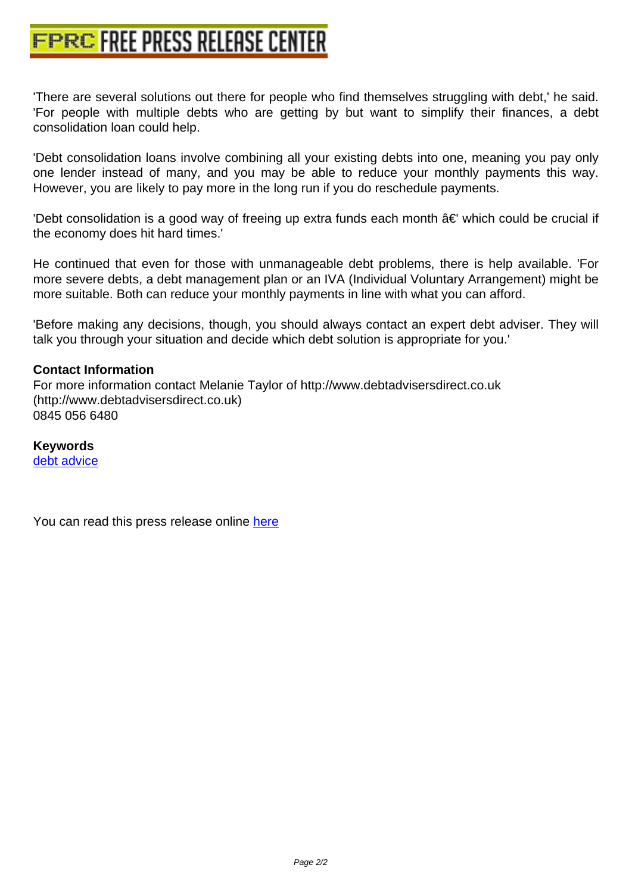'There are several solutions out there for people who find themselves struggling with debt,' he said. 'For people with multiple debts who are getting by but want to simplify their finances, a debt consolidation loan could help.

'Debt consolidation loans involve combining all your existing debts into one, meaning you pay only one lender instead of many, and you may be able to reduce your monthly payments this way. However, you are likely to pay more in the long run if you do reschedule payments.

'Debt consolidation is a good way of freeing up extra funds each month â€' which could be crucial if the economy does hit hard times.'

He continued that even for those with unmanageable debt problems, there is help available. 'For more severe debts, a debt management plan or an IVA (Individual Voluntary Arrangement) might be more suitable. Both can reduce your monthly payments in line with what you can afford.

'Before making any decisions, though, you should always contact an expert debt adviser. They will talk you through your situation and decide which debt solution is appropriate for you.'

**Contact Information**
For more information contact Melanie Taylor of http://www.debtadvisersdirect.co.uk (http://www.debtadvisersdirect.co.uk)
0845 056 6480

**Keywords**
debt advice

You can read this press release online here